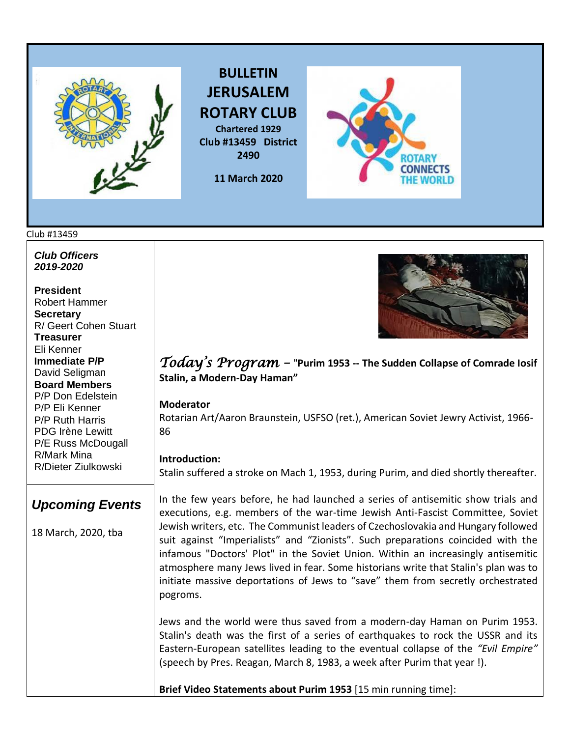# BULLETIN JERUSALEM ROTARY CLUB

**Chartered 1929**
**Club #13459 District 2490**

**11 March 2020**

Club #13459

***Club Officers 2019-2020***

**President**
Robert Hammer
**Secretary**
R/ Geert Cohen Stuart
**Treasurer**
Eli Kenner
**Immediate P/P**
David Seligman
**Board Members**
P/P Don Edelstein
P/P Eli Kenner
P/P Ruth Harris
PDG Irène Lewitt
P/E Russ McDougall
R/Mark Mina
R/Dieter Ziulkowski

## *Upcoming Events*

18 March, 2020, tba

## *Today's Program* – "Purim 1953 -- The Sudden Collapse of Comrade Iosif Stalin, a Modern-Day Haman"

**Moderator**

Rotarian Art/Aaron Braunstein, USFSO (ret.), American Soviet Jewry Activist, 1966-86

**Introduction:**

Stalin suffered a stroke on Mach 1, 1953, during Purim, and died shortly thereafter.

In the few years before, he had launched a series of antisemitic show trials and executions, e.g. members of the war-time Jewish Anti-Fascist Committee, Soviet Jewish writers, etc. The Communist leaders of Czechoslovakia and Hungary followed suit against "Imperialists" and "Zionists". Such preparations coincided with the infamous "Doctors' Plot" in the Soviet Union. Within an increasingly antisemitic atmosphere many Jews lived in fear. Some historians write that Stalin's plan was to initiate massive deportations of Jews to "save" them from secretly orchestrated pogroms.

Jews and the world were thus saved from a modern-day Haman on Purim 1953. Stalin's death was the first of a series of earthquakes to rock the USSR and its Eastern-European satellites leading to the eventual collapse of the *"Evil Empire"* (speech by Pres. Reagan, March 8, 1983, a week after Purim that year !).

**Brief Video Statements about Purim 1953** [15 min running time]: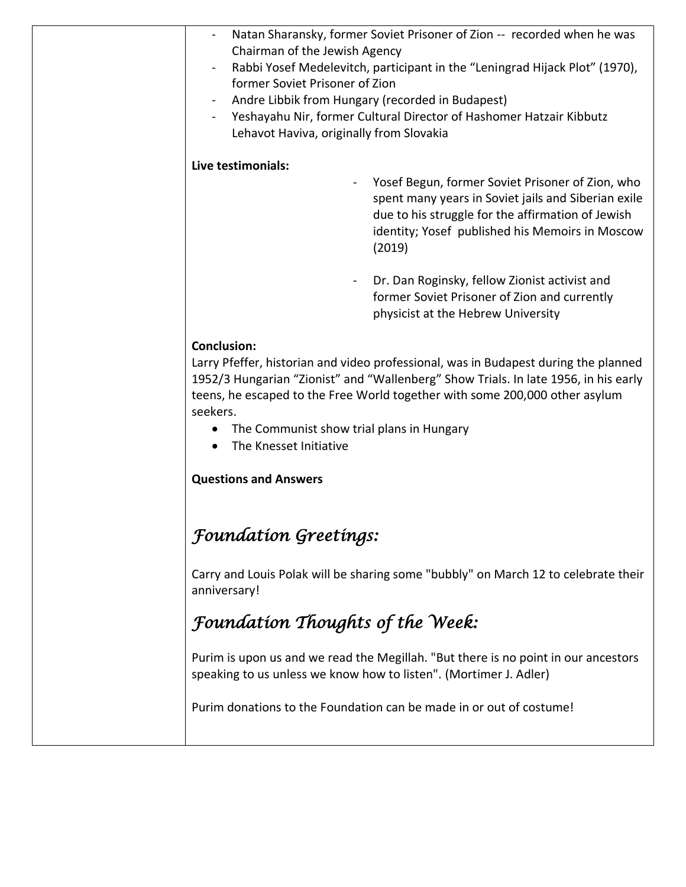- Natan Sharansky, former Soviet Prisoner of Zion -- recorded when he was Chairman of the Jewish Agency
- Rabbi Yosef Medelevitch, participant in the "Leningrad Hijack Plot" (1970), former Soviet Prisoner of Zion
- Andre Libbik from Hungary (recorded in Budapest)
- Yeshayahu Nir, former Cultural Director of Hashomer Hatzair Kibbutz Lehavot Haviva, originally from Slovakia

**Live testimonials:**

- Yosef Begun, former Soviet Prisoner of Zion, who spent many years in Soviet jails and Siberian exile due to his struggle for the affirmation of Jewish identity; Yosef published his Memoirs in Moscow (2019)

- Dr. Dan Roginsky, fellow Zionist activist and former Soviet Prisoner of Zion and currently physicist at the Hebrew University

**Conclusion:**

Larry Pfeffer, historian and video professional, was in Budapest during the planned 1952/3 Hungarian "Zionist" and "Wallenberg" Show Trials. In late 1956, in his early teens, he escaped to the Free World together with some 200,000 other asylum seekers.

- The Communist show trial plans in Hungary
- The Knesset Initiative

**Questions and Answers**

## *Foundation Greetings:*

Carry and Louis Polak will be sharing some "bubbly" on March 12 to celebrate their anniversary!

## *Foundation Thoughts of the Week:*

Purim is upon us and we read the Megillah. "But there is no point in our ancestors speaking to us unless we know how to listen". (Mortimer J. Adler)

Purim donations to the Foundation can be made in or out of costume!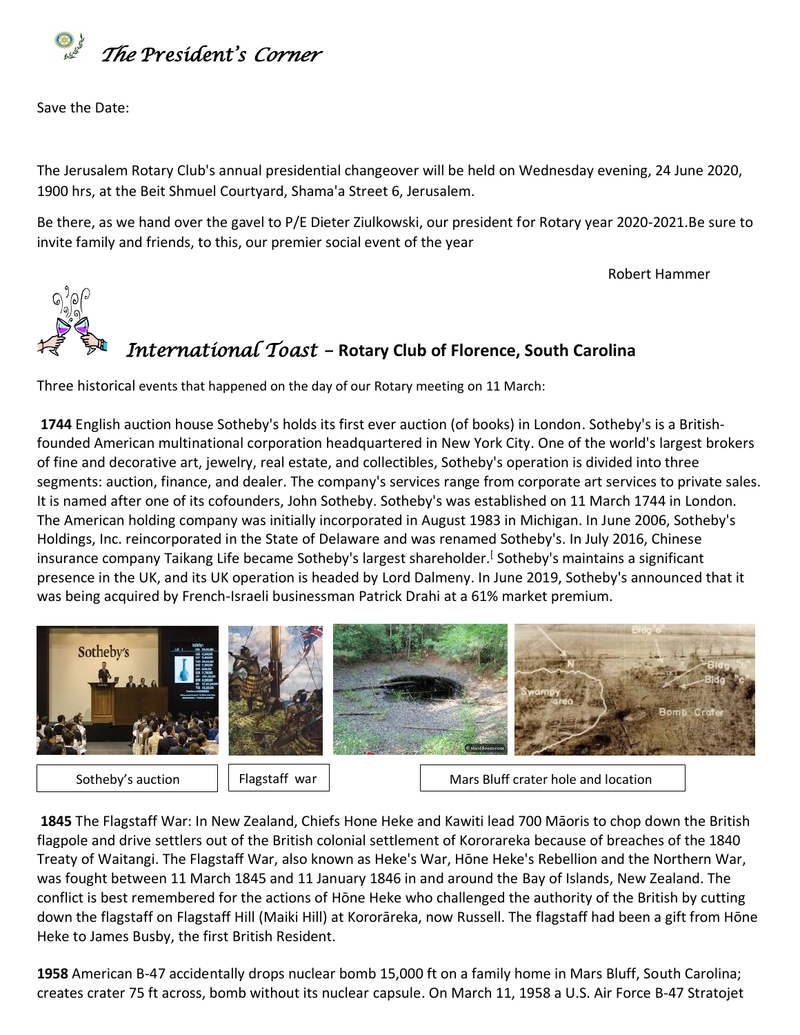# *The President's Corner*

Save the Date:

The Jerusalem Rotary Club's annual presidential changeover will be held on Wednesday evening, 24 June 2020, 1900 hrs, at the Beit Shmuel Courtyard, Shama'a Street 6, Jerusalem.

Be there, as we hand over the gavel to P/E Dieter Ziulkowski, our president for Rotary year 2020-2021.Be sure to invite family and friends, to this, our premier social event of the year

Robert Hammer

## *International Toast* – **Rotary Club of Florence, South Carolina**

Three historical events that happened on the day of our Rotary meeting on 11 March:

**1744** English auction house Sotheby's holds its first ever auction (of books) in London. Sotheby's is a British-founded American multinational corporation headquartered in New York City. One of the world's largest brokers of fine and decorative art, jewelry, real estate, and collectibles, Sotheby's operation is divided into three segments: auction, finance, and dealer. The company's services range from corporate art services to private sales. It is named after one of its cofounders, John Sotheby. Sotheby's was established on 11 March 1744 in London. The American holding company was initially incorporated in August 1983 in Michigan. In June 2006, Sotheby's Holdings, Inc. reincorporated in the State of Delaware and was renamed Sotheby's. In July 2016, Chinese insurance company Taikang Life became Sotheby's largest shareholder.[ Sotheby's maintains a significant presence in the UK, and its UK operation is headed by Lord Dalmeny. In June 2019, Sotheby's announced that it was being acquired by French-Israeli businessman Patrick Drahi at a 61% market premium.

Sotheby's auction

Flagstaff war

Mars Bluff crater hole and location

**1845** The Flagstaff War: In New Zealand, Chiefs Hone Heke and Kawiti lead 700 Māoris to chop down the British flagpole and drive settlers out of the British colonial settlement of Kororareka because of breaches of the 1840 Treaty of Waitangi. The Flagstaff War, also known as Heke's War, Hōne Heke's Rebellion and the Northern War, was fought between 11 March 1845 and 11 January 1846 in and around the Bay of Islands, New Zealand. The conflict is best remembered for the actions of Hōne Heke who challenged the authority of the British by cutting down the flagstaff on Flagstaff Hill (Maiki Hill) at Kororāreka, now Russell. The flagstaff had been a gift from Hōne Heke to James Busby, the first British Resident.

**1958** American B-47 accidentally drops nuclear bomb 15,000 ft on a family home in Mars Bluff, South Carolina; creates crater 75 ft across, bomb without its nuclear capsule. On March 11, 1958 a U.S. Air Force B-47 Stratojet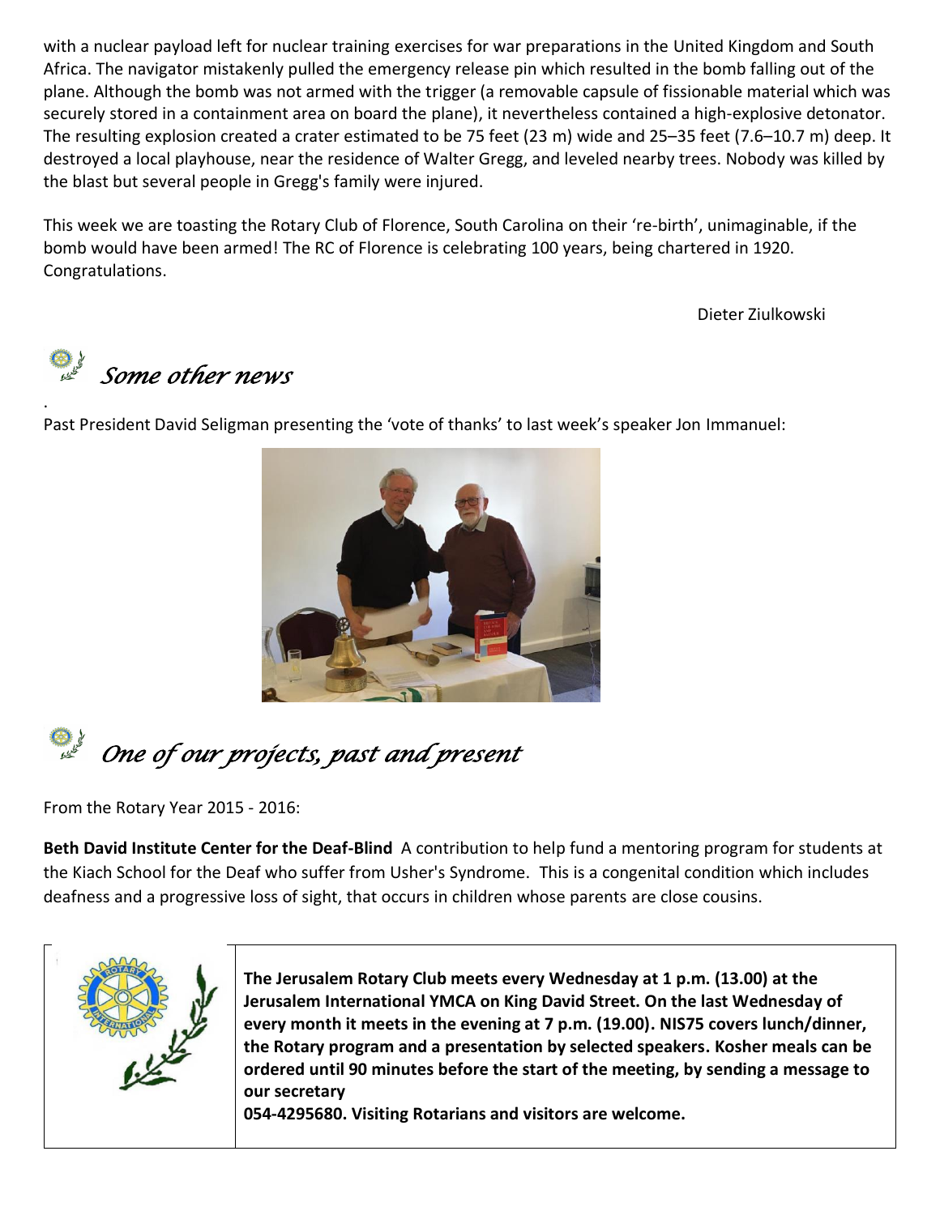with a nuclear payload left for nuclear training exercises for war preparations in the United Kingdom and South Africa. The navigator mistakenly pulled the emergency release pin which resulted in the bomb falling out of the plane. Although the bomb was not armed with the trigger (a removable capsule of fissionable material which was securely stored in a containment area on board the plane), it nevertheless contained a high-explosive detonator. The resulting explosion created a crater estimated to be 75 feet (23 m) wide and 25–35 feet (7.6–10.7 m) deep. It destroyed a local playhouse, near the residence of Walter Gregg, and leveled nearby trees. Nobody was killed by the blast but several people in Gregg's family were injured.

This week we are toasting the Rotary Club of Florence, South Carolina on their 're-birth', unimaginable, if the bomb would have been armed! The RC of Florence is celebrating 100 years, being chartered in 1920. Congratulations.

Dieter Ziulkowski

## *Some other news*

.

Past President David Seligman presenting the 'vote of thanks' to last week's speaker Jon Immanuel:

## *One of our projects, past and present*

From the Rotary Year 2015 - 2016:

**Beth David Institute Center for the Deaf-Blind** A contribution to help fund a mentoring program for students at the Kiach School for the Deaf who suffer from Usher's Syndrome. This is a congenital condition which includes deafness and a progressive loss of sight, that occurs in children whose parents are close cousins.

**The Jerusalem Rotary Club meets every Wednesday at 1 p.m. (13.00) at the Jerusalem International YMCA on King David Street. On the last Wednesday of every month it meets in the evening at 7 p.m. (19.00). NIS75 covers lunch/dinner, the Rotary program and a presentation by selected speakers. Kosher meals can be ordered until 90 minutes before the start of the meeting, by sending a message to our secretary 054-4295680. Visiting Rotarians and visitors are welcome.**